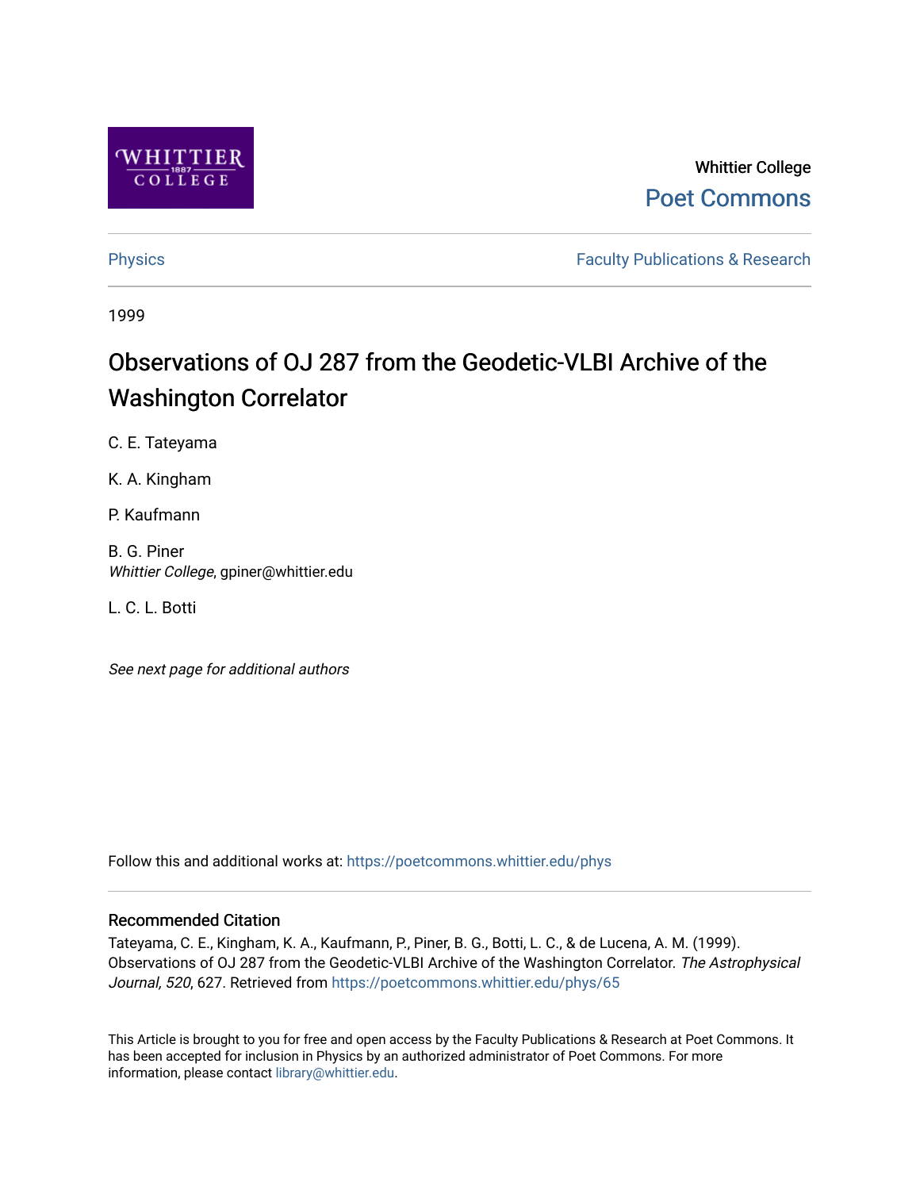Whittier College

Poet Commons

Physics

Faculty Publications & Research

1999

# Observations of OJ 287 from the Geodetic-VLBI Archive of the Washington Correlator

C. E. Tateyama

K. A. Kingham

P. Kaufmann

B. G. Piner
*Whittier College*, gpiner@whittier.edu

L. C. L. Botti

*See next page for additional authors*

Follow this and additional works at: https://poetcommons.whittier.edu/phys

## Recommended Citation

Tateyama, C. E., Kingham, K. A., Kaufmann, P., Piner, B. G., Botti, L. C., & de Lucena, A. M. (1999). Observations of OJ 287 from the Geodetic-VLBI Archive of the Washington Correlator. *The Astrophysical Journal, 520*, 627. Retrieved from https://poetcommons.whittier.edu/phys/65

This Article is brought to you for free and open access by the Faculty Publications & Research at Poet Commons. It has been accepted for inclusion in Physics by an authorized administrator of Poet Commons. For more information, please contact library@whittier.edu.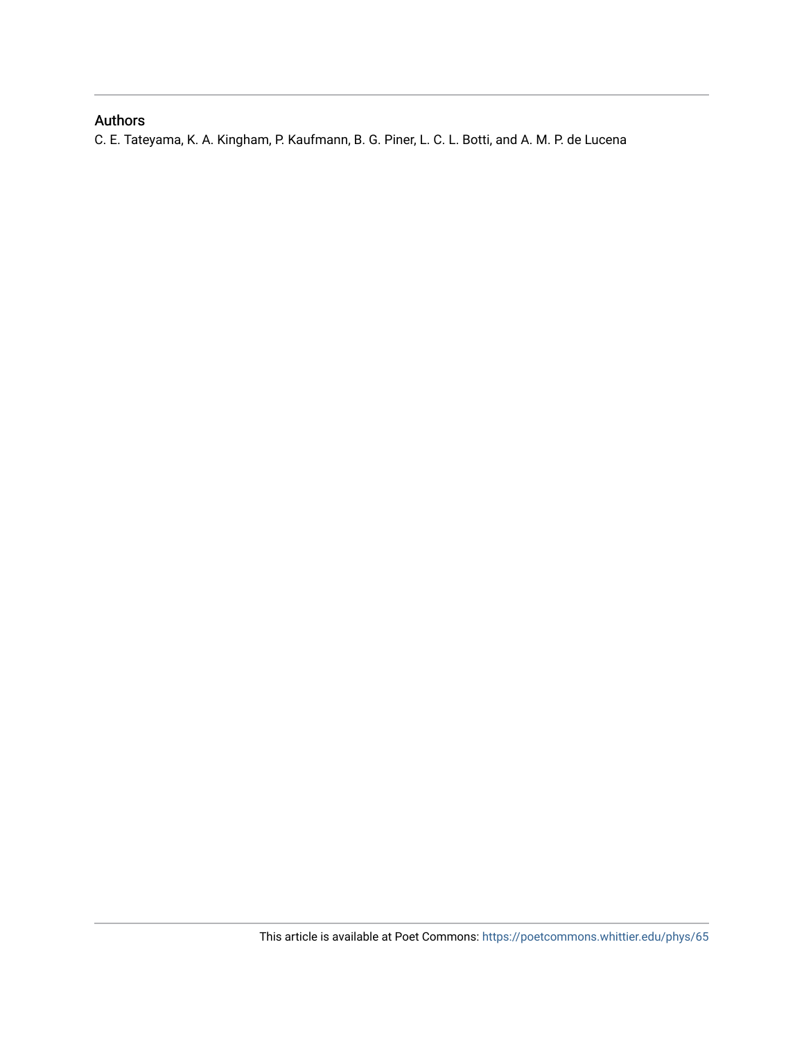## Authors

C. E. Tateyama, K. A. Kingham, P. Kaufmann, B. G. Piner, L. C. L. Botti, and A. M. P. de Lucena

This article is available at Poet Commons: https://poetcommons.whittier.edu/phys/65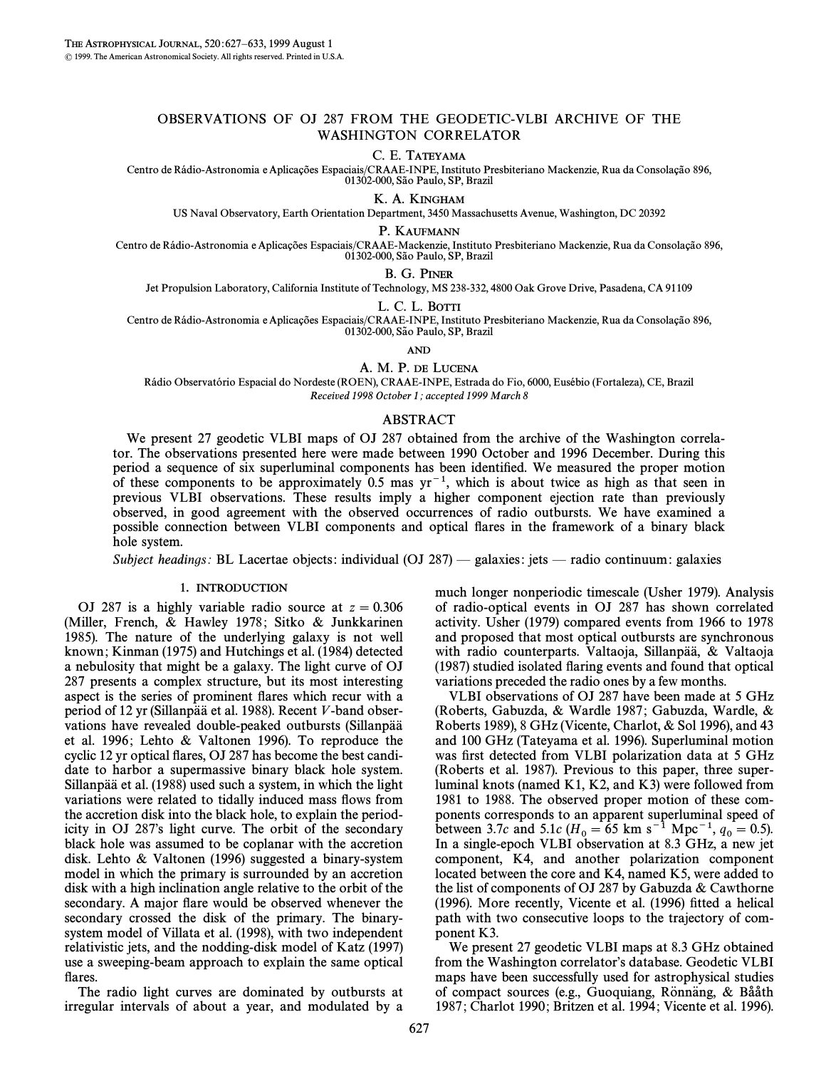# OBSERVATIONS OF OJ 287 FROM THE GEODETIC-VLBI ARCHIVE OF THE WASHINGTON CORRELATOR

C. E. Tateyama

Centro de Rádio-Astronomia e Aplicações Espaciais/CRAAE-INPE, Instituto Presbiteriano Mackenzie, Rua da Consolação 896, 01302-000, São Paulo, SP, Brazil

K. A. Kingham

US Naval Observatory, Earth Orientation Department, 3450 Massachusetts Avenue, Washington, DC 20392

P. Kaufmann

Centro de Rádio-Astronomia e Aplicações Espaciais/CRAAE-Mackenzie, Instituto Presbiteriano Mackenzie, Rua da Consolação 896, 01302-000, São Paulo, SP, Brazil

B. G. Piner

Jet Propulsion Laboratory, California Institute of Technology, MS 238-332, 4800 Oak Grove Drive, Pasadena, CA 91109

L. C. L. Botti

Centro de Rádio-Astronomia e Aplicações Espaciais/CRAAE-INPE, Instituto Presbiteriano Mackenzie, Rua da Consolação 896, 01302-000, São Paulo, SP, Brazil

and

A. M. P. de Lucena

Rádio Observatório Espacial do Nordeste (ROEN), CRAAE-INPE, Estrada do Fio, 6000, Eusébio (Fortaleza), CE, Brazil

*Received 1998 October 1; accepted 1999 March 8*

## ABSTRACT

We present 27 geodetic VLBI maps of OJ 287 obtained from the archive of the Washington correlator. The observations presented here were made between 1990 October and 1996 December. During this period a sequence of six superluminal components has been identified. We measured the proper motion of these components to be approximately 0.5 mas $\text{yr}^{-1}$, which is about twice as high as that seen in previous VLBI observations. These results imply a higher component ejection rate than previously observed, in good agreement with the observed occurrences of radio outbursts. We have examined a possible connection between VLBI components and optical flares in the framework of a binary black hole system.

*Subject headings:* BL Lacertae objects: individual (OJ 287) — galaxies: jets — radio continuum: galaxies

## 1. INTRODUCTION

OJ 287 is a highly variable radio source at $z = 0.306$ (Miller, French, & Hawley 1978; Sitko & Junkkarinen 1985). The nature of the underlying galaxy is not well known; Kinman (1975) and Hutchings et al. (1984) detected a nebulosity that might be a galaxy. The light curve of OJ 287 presents a complex structure, but its most interesting aspect is the series of prominent flares which recur with a period of 12 yr (Sillanpää et al. 1988). Recent $V$-band observations have revealed double-peaked outbursts (Sillanpää et al. 1996; Lehto & Valtonen 1996). To reproduce the cyclic 12 yr optical flares, OJ 287 has become the best candidate to harbor a supermassive binary black hole system. Sillanpää et al. (1988) used such a system, in which the light variations were related to tidally induced mass flows from the accretion disk into the black hole, to explain the periodicity in OJ 287's light curve. The orbit of the secondary black hole was assumed to be coplanar with the accretion disk. Lehto & Valtonen (1996) suggested a binary-system model in which the primary is surrounded by an accretion disk with a high inclination angle relative to the orbit of the secondary. A major flare would be observed whenever the secondary crossed the disk of the primary. The binary-system model of Villata et al. (1998), with two independent relativistic jets, and the nodding-disk model of Katz (1997) use a sweeping-beam approach to explain the same optical flares.

The radio light curves are dominated by outbursts at irregular intervals of about a year, and modulated by a much longer nonperiodic timescale (Usher 1979). Analysis of radio-optical events in OJ 287 has shown correlated activity. Usher (1979) compared events from 1966 to 1978 and proposed that most optical outbursts are synchronous with radio counterparts. Valtaoja, Sillanpää, & Valtaoja (1987) studied isolated flaring events and found that optical variations preceded the radio ones by a few months.

VLBI observations of OJ 287 have been made at 5 GHz (Roberts, Gabuzda, & Wardle 1987; Gabuzda, Wardle, & Roberts 1989), 8 GHz (Vicente, Charlot, & Sol 1996), and 43 and 100 GHz (Tateyama et al. 1996). Superluminal motion was first detected from VLBI polarization data at 5 GHz (Roberts et al. 1987). Previous to this paper, three superluminal knots (named K1, K2, and K3) were followed from 1981 to 1988. The observed proper motion of these components corresponds to an apparent superluminal speed of between 3.7$c$ and 5.1$c$ ($H_0 = 65$ km $\text{s}^{-1}$ $\text{Mpc}^{-1}$, $q_0 = 0.5$). In a single-epoch VLBI observation at 8.3 GHz, a new jet component, K4, and another polarization component located between the core and K4, named K5, were added to the list of components of OJ 287 by Gabuzda & Cawthorne (1996). More recently, Vicente et al. (1996) fitted a helical path with two consecutive loops to the trajectory of component K3.

We present 27 geodetic VLBI maps at 8.3 GHz obtained from the Washington correlator's database. Geodetic VLBI maps have been successfully used for astrophysical studies of compact sources (e.g., Guoquiang, Rönnäng, & Bååth 1987; Charlot 1990; Britzen et al. 1994; Vicente et al. 1996).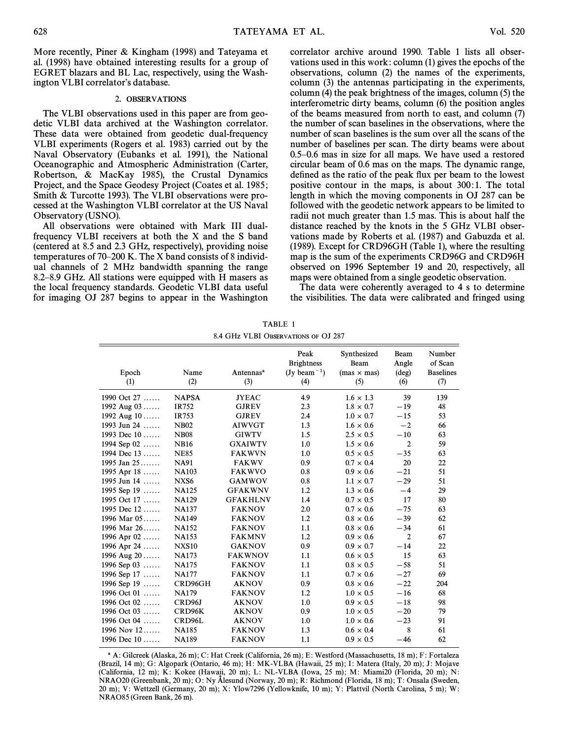More recently, Piner & Kingham (1998) and Tateyama et al. (1998) have obtained interesting results for a group of EGRET blazars and BL Lac, respectively, using the Washington VLBI correlator's database.

## 2. OBSERVATIONS

The VLBI observations used in this paper are from geodetic VLBI data archived at the Washington correlator. These data were obtained from geodetic dual-frequency VLBI experiments (Rogers et al. 1983) carried out by the Naval Observatory (Eubanks et al. 1991), the National Oceanographic and Atmospheric Administration (Carter, Robertson, & MacKay 1985), the Crustal Dynamics Project, and the Space Geodesy Project (Coates et al. 1985; Smith & Turcotte 1993). The VLBI observations were processed at the Washington VLBI correlator at the US Naval Observatory (USNO).

All observations were obtained with Mark III dual-frequency VLBI receivers at both the X and the S band (centered at 8.5 and 2.3 GHz, respectively), providing noise temperatures of 70–200 K. The X band consists of 8 individual channels of 2 MHz bandwidth spanning the range 8.2–8.9 GHz. All stations were equipped with H masers as the local frequency standards. Geodetic VLBI data useful for imaging OJ 287 begins to appear in the Washington correlator archive around 1990. Table 1 lists all observations used in this work: column (1) gives the epochs of the observations, column (2) the names of the experiments, column (3) the antennas participating in the experiments, column (4) the peak brightness of the images, column (5) the interferometric dirty beams, column (6) the position angles of the beams measured from north to east, and column (7) the number of scan baselines in the observations, where the number of scan baselines is the sum over all the scans of the number of baselines per scan. The dirty beams were about 0.5–0.6 mas in size for all maps. We have used a restored circular beam of 0.6 mas on the maps. The dynamic range, defined as the ratio of the peak flux per beam to the lowest positive contour in the maps, is about 300:1. The total length in which the moving components in OJ 287 can be followed with the geodetic network appears to be limited to radii not much greater than 1.5 mas. This is about half the distance reached by the knots in the 5 GHz VLBI observations made by Roberts et al. (1987) and Gabuzda et al. (1989). Except for CRD96GH (Table 1), where the resulting map is the sum of the experiments CRD96G and CRD96H observed on 1996 September 19 and 20, respectively, all maps were obtained from a single geodetic observation.

The data were coherently averaged to 4 s to determine the visibilities. The data were calibrated and fringed using

TABLE 1
8.4 GHz VLBI OBSERVATIONS OF OJ 287

| Epoch (1) | Name (2) | Antennas[a] (3) | Peak Brightness (Jy beam$^{-1}$) (4) | Synthesized Beam (mas × mas) (5) | Beam Angle (deg) (6) | Number of Scan Baselines (7) |
|---|---|---|---|---|---|---|
| 1990 Oct 27 | NAPSA | JYEAC | 4.9 | 1.6 × 1.3 | 39 | 139 |
| 1992 Aug 03 | IR752 | GJREV | 2.3 | 1.8 × 0.7 | −19 | 48 |
| 1992 Aug 10 | IR753 | GJREV | 2.4 | 1.0 × 0.7 | −15 | 53 |
| 1993 Jun 24 | NB02 | AIWVGT | 1.3 | 1.6 × 0.6 | −2 | 66 |
| 1993 Dec 10 | NB08 | GIWTV | 1.5 | 2.5 × 0.5 | −10 | 63 |
| 1994 Sep 02 | NB16 | GXAIWTV | 1.0 | 1.5 × 0.6 | 2 | 59 |
| 1994 Dec 13 | NE85 | FAKWVN | 1.0 | 0.5 × 0.5 | −35 | 63 |
| 1995 Jan 25 | NA91 | FAKWV | 0.9 | 0.7 × 0.4 | 20 | 22 |
| 1995 Apr 18 | NA103 | FAKWVO | 0.8 | 0.9 × 0.6 | −21 | 51 |
| 1995 Jun 14 | NXS6 | GAMWOV | 0.8 | 1.1 × 0.7 | −29 | 51 |
| 1995 Sep 19 | NA125 | GFAKWNV | 1.2 | 1.3 × 0.6 | −4 | 29 |
| 1995 Oct 17 | NA129 | GFAKHLNV | 1.4 | 0.7 × 0.5 | 17 | 80 |
| 1995 Dec 12 | NA137 | FAKNOV | 2.0 | 0.7 × 0.6 | −75 | 63 |
| 1996 Mar 05 | NA149 | FAKNOV | 1.2 | 0.8 × 0.6 | −39 | 62 |
| 1996 Mar 26 | NA152 | FAKNOV | 1.1 | 0.8 × 0.6 | −34 | 61 |
| 1996 Apr 02 | NA153 | FAKMNV | 1.2 | 0.9 × 0.6 | 2 | 67 |
| 1996 Apr 24 | NXS10 | GAKNOV | 0.9 | 0.9 × 0.7 | −14 | 22 |
| 1996 Aug 20 | NA173 | FAKWNOV | 1.1 | 0.6 × 0.5 | 15 | 63 |
| 1996 Sep 03 | NA175 | FAKNOV | 1.1 | 0.8 × 0.5 | −58 | 51 |
| 1996 Sep 17 | NA177 | FAKNOV | 1.1 | 0.7 × 0.6 | −27 | 69 |
| 1996 Sep 19 | CRD96GH | AKNOV | 0.9 | 0.8 × 0.6 | −22 | 204 |
| 1996 Oct 01 | NA179 | FAKNOV | 1.2 | 1.0 × 0.5 | −16 | 68 |
| 1996 Oct 02 | CRD96J | AKNOV | 1.0 | 0.9 × 0.5 | −18 | 98 |
| 1996 Oct 03 | CRD96K | AKNOV | 0.9 | 1.0 × 0.5 | −20 | 79 |
| 1996 Oct 04 | CRD96L | AKNOV | 1.0 | 1.0 × 0.6 | −23 | 91 |
| 1996 Nov 12 | NA185 | FAKNOV | 1.3 | 0.6 × 0.4 | 8 | 61 |
| 1996 Dec 10 | NA189 | FAKNOV | 1.1 | 0.9 × 0.5 | −46 | 62 |

[a] A: Gilcreek (Alaska, 26 m); C: Hat Creek (California, 26 m); E: Westford (Massachusetts, 18 m); F: Fortaleza (Brazil, 14 m); G: Algopark (Ontario, 46 m); H: MK-VLBA (Hawaii, 25 m); I: Matera (Italy, 20 m); J: Mojave (California, 12 m); K: Kokee (Hawaii, 20 m); L: NL-VLBA (Iowa, 25 m); M: Miami20 (Florida, 20 m); N: NRAO20 (Greenbank, 20 m); O: Ny Ålesund (Norway, 20 m); R: Richmond (Florida, 18 m); T: Onsala (Sweden, 20 m); V: Wettzell (Germany, 20 m); X: Ylow7296 (Yellowknife, 10 m); Y: Plattvil (North Carolina, 5 m); W: NRAO85 (Green Bank, 26 m).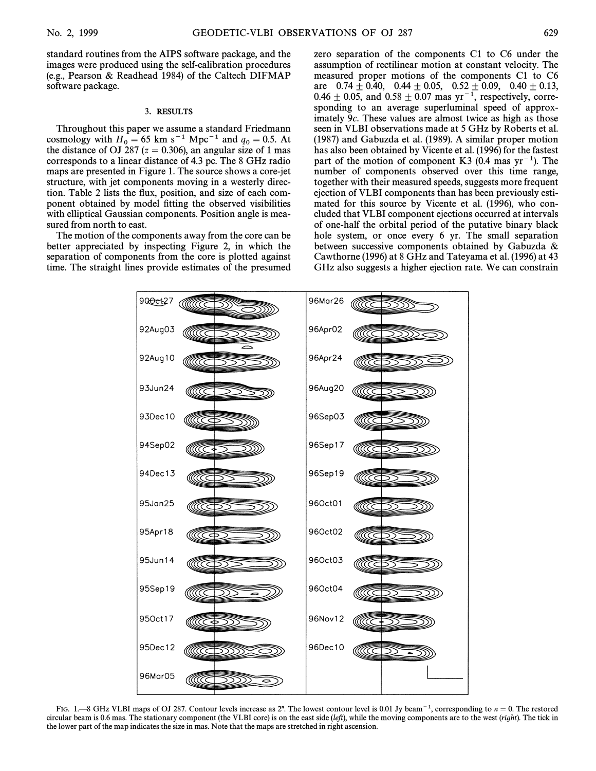standard routines from the AIPS software package, and the images were produced using the self-calibration procedures (e.g., Pearson & Readhead 1984) of the Caltech DIFMAP software package.

## 3. RESULTS

Throughout this paper we assume a standard Friedmann cosmology with $H_0 = 65$ km s$^{-1}$ Mpc$^{-1}$ and $q_0 = 0.5$. At the distance of OJ 287 ($z = 0.306$), an angular size of 1 mas corresponds to a linear distance of 4.3 pc. The 8 GHz radio maps are presented in Figure 1. The source shows a core-jet structure, with jet components moving in a westerly direction. Table 2 lists the flux, position, and size of each component obtained by model fitting the observed visibilities with elliptical Gaussian components. Position angle is measured from north to east.

The motion of the components away from the core can be better appreciated by inspecting Figure 2, in which the separation of components from the core is plotted against time. The straight lines provide estimates of the presumed zero separation of the components C1 to C6 under the assumption of rectilinear motion at constant velocity. The measured proper motions of the components C1 to C6 are $0.74 \pm 0.40$, $0.44 \pm 0.05$, $0.52 \pm 0.09$, $0.40 \pm 0.13$, $0.46 \pm 0.05$, and $0.58 \pm 0.07$ mas yr$^{-1}$, respectively, corresponding to an average superluminal speed of approximately 9*c*. These values are almost twice as high as those seen in VLBI observations made at 5 GHz by Roberts et al. (1987) and Gabuzda et al. (1989). A similar proper motion has also been obtained by Vicente et al. (1996) for the fastest part of the motion of component K3 (0.4 mas yr$^{-1}$). The number of components observed over this time range, together with their measured speeds, suggests more frequent ejection of VLBI components than has been previously estimated for this source by Vicente et al. (1996), who concluded that VLBI component ejections occurred at intervals of one-half the orbital period of the putative binary black hole system, or once every 6 yr. The small separation between successive components obtained by Gabuzda & Cawthorne (1996) at 8 GHz and Tateyama et al. (1996) at 43 GHz also suggests a higher ejection rate. We can constrain

FIG. 1.—8 GHz VLBI maps of OJ 287. Contour levels increase as $2^n$. The lowest contour level is 0.01 Jy beam$^{-1}$, corresponding to $n = 0$. The restored circular beam is 0.6 mas. The stationary component (the VLBI core) is on the east side (*left*), while the moving components are to the west (*right*). The tick in the lower part of the map indicates the size in mas. Note that the maps are stretched in right ascension.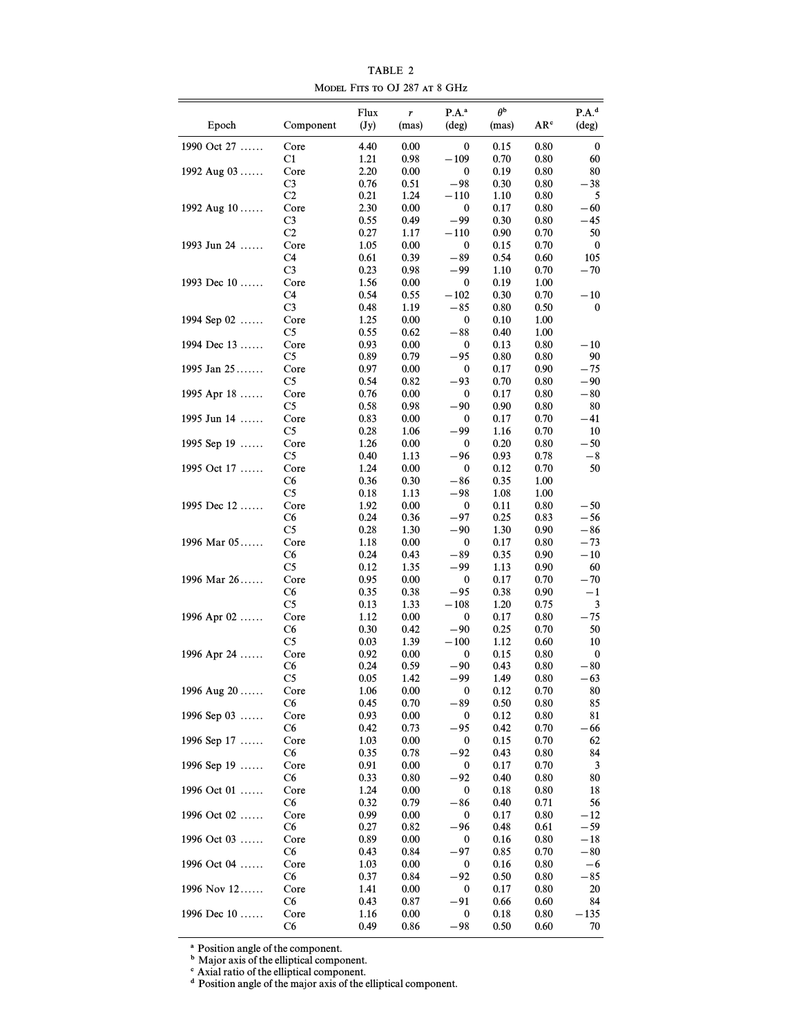TABLE 2

Model Fits to OJ 287 at 8 GHz

| Epoch | Component | Flux (Jy) | $r$ (mas) | P.A.[a] (deg) | $\theta$[b] (mas) | AR[c] | P.A.[d] (deg) |
|---|---|---|---|---|---|---|---|
| 1990 Oct 27 ...... | Core | 4.40 | 0.00 | 0 | 0.15 | 0.80 | 0 |
| | C1 | 1.21 | 0.98 | −109 | 0.70 | 0.80 | 60 |
| 1992 Aug 03 ...... | Core | 2.20 | 0.00 | 0 | 0.19 | 0.80 | 80 |
| | C3 | 0.76 | 0.51 | −98 | 0.30 | 0.80 | −38 |
| | C2 | 0.21 | 1.24 | −110 | 1.10 | 0.80 | 5 |
| 1992 Aug 10 ...... | Core | 2.30 | 0.00 | 0 | 0.17 | 0.80 | −60 |
| | C3 | 0.55 | 0.49 | −99 | 0.30 | 0.80 | −45 |
| | C2 | 0.27 | 1.17 | −110 | 0.90 | 0.70 | 50 |
| 1993 Jun 24 ...... | Core | 1.05 | 0.00 | 0 | 0.15 | 0.70 | 0 |
| | C4 | 0.61 | 0.39 | −89 | 0.54 | 0.60 | 105 |
| | C3 | 0.23 | 0.98 | −99 | 1.10 | 0.70 | −70 |
| 1993 Dec 10 ...... | Core | 1.56 | 0.00 | 0 | 0.19 | 1.00 | |
| | C4 | 0.54 | 0.55 | −102 | 0.30 | 0.70 | −10 |
| | C3 | 0.48 | 1.19 | −85 | 0.80 | 0.50 | 0 |
| 1994 Sep 02 ...... | Core | 1.25 | 0.00 | 0 | 0.10 | 1.00 | |
| | C5 | 0.55 | 0.62 | −88 | 0.40 | 1.00 | |
| 1994 Dec 13 ...... | Core | 0.93 | 0.00 | 0 | 0.13 | 0.80 | −10 |
| | C5 | 0.89 | 0.79 | −95 | 0.80 | 0.80 | 90 |
| 1995 Jan 25....... | Core | 0.97 | 0.00 | 0 | 0.17 | 0.90 | −75 |
| | C5 | 0.54 | 0.82 | −93 | 0.70 | 0.80 | −90 |
| 1995 Apr 18 ...... | Core | 0.76 | 0.00 | 0 | 0.17 | 0.80 | −80 |
| | C5 | 0.58 | 0.98 | −90 | 0.90 | 0.80 | 80 |
| 1995 Jun 14 ...... | Core | 0.83 | 0.00 | 0 | 0.17 | 0.70 | −41 |
| | C5 | 0.28 | 1.06 | −99 | 1.16 | 0.70 | 10 |
| 1995 Sep 19 ...... | Core | 1.26 | 0.00 | 0 | 0.20 | 0.80 | −50 |
| | C5 | 0.40 | 1.13 | −96 | 0.93 | 0.78 | −8 |
| 1995 Oct 17 ...... | Core | 1.24 | 0.00 | 0 | 0.12 | 0.70 | 50 |
| | C6 | 0.36 | 0.30 | −86 | 0.35 | 1.00 | |
| | C5 | 0.18 | 1.13 | −98 | 1.08 | 1.00 | |
| 1995 Dec 12 ...... | Core | 1.92 | 0.00 | 0 | 0.11 | 0.80 | −50 |
| | C6 | 0.24 | 0.36 | −97 | 0.25 | 0.83 | −56 |
| | C5 | 0.28 | 1.30 | −90 | 1.30 | 0.90 | −86 |
| 1996 Mar 05...... | Core | 1.18 | 0.00 | 0 | 0.17 | 0.80 | −73 |
| | C6 | 0.24 | 0.43 | −89 | 0.35 | 0.90 | −10 |
| | C5 | 0.12 | 1.35 | −99 | 1.13 | 0.90 | 60 |
| 1996 Mar 26...... | Core | 0.95 | 0.00 | 0 | 0.17 | 0.70 | −70 |
| | C6 | 0.35 | 0.38 | −95 | 0.38 | 0.90 | −1 |
| | C5 | 0.13 | 1.33 | −108 | 1.20 | 0.75 | 3 |
| 1996 Apr 02 ...... | Core | 1.12 | 0.00 | 0 | 0.17 | 0.80 | −75 |
| | C6 | 0.30 | 0.42 | −90 | 0.25 | 0.70 | 50 |
| | C5 | 0.03 | 1.39 | −100 | 1.12 | 0.60 | 10 |
| 1996 Apr 24 ...... | Core | 0.92 | 0.00 | 0 | 0.15 | 0.80 | 0 |
| | C6 | 0.24 | 0.59 | −90 | 0.43 | 0.80 | −80 |
| | C5 | 0.05 | 1.42 | −99 | 1.49 | 0.80 | −63 |
| 1996 Aug 20 ...... | Core | 1.06 | 0.00 | 0 | 0.12 | 0.70 | 80 |
| | C6 | 0.45 | 0.70 | −89 | 0.50 | 0.80 | 85 |
| 1996 Sep 03 ...... | Core | 0.93 | 0.00 | 0 | 0.12 | 0.80 | 81 |
| | C6 | 0.42 | 0.73 | −95 | 0.42 | 0.70 | −66 |
| 1996 Sep 17 ...... | Core | 1.03 | 0.00 | 0 | 0.15 | 0.70 | 62 |
| | C6 | 0.35 | 0.78 | −92 | 0.43 | 0.80 | 84 |
| 1996 Sep 19 ...... | Core | 0.91 | 0.00 | 0 | 0.17 | 0.70 | 3 |
| | C6 | 0.33 | 0.80 | −92 | 0.40 | 0.80 | 80 |
| 1996 Oct 01 ...... | Core | 1.24 | 0.00 | 0 | 0.18 | 0.80 | 18 |
| | C6 | 0.32 | 0.79 | −86 | 0.40 | 0.71 | 56 |
| 1996 Oct 02 ...... | Core | 0.99 | 0.00 | 0 | 0.17 | 0.80 | −12 |
| | C6 | 0.27 | 0.82 | −96 | 0.48 | 0.61 | −59 |
| 1996 Oct 03 ...... | Core | 0.89 | 0.00 | 0 | 0.16 | 0.80 | −18 |
| | C6 | 0.43 | 0.84 | −97 | 0.85 | 0.70 | −80 |
| 1996 Oct 04 ...... | Core | 1.03 | 0.00 | 0 | 0.16 | 0.80 | −6 |
| | C6 | 0.37 | 0.84 | −92 | 0.50 | 0.80 | −85 |
| 1996 Nov 12...... | Core | 1.41 | 0.00 | 0 | 0.17 | 0.80 | 20 |
| | C6 | 0.43 | 0.87 | −91 | 0.66 | 0.60 | 84 |
| 1996 Dec 10 ...... | Core | 1.16 | 0.00 | 0 | 0.18 | 0.80 | −135 |
| | C6 | 0.49 | 0.86 | −98 | 0.50 | 0.60 | 70 |

[a] Position angle of the component.
[b] Major axis of the elliptical component.
[c] Axial ratio of the elliptical component.
[d] Position angle of the major axis of the elliptical component.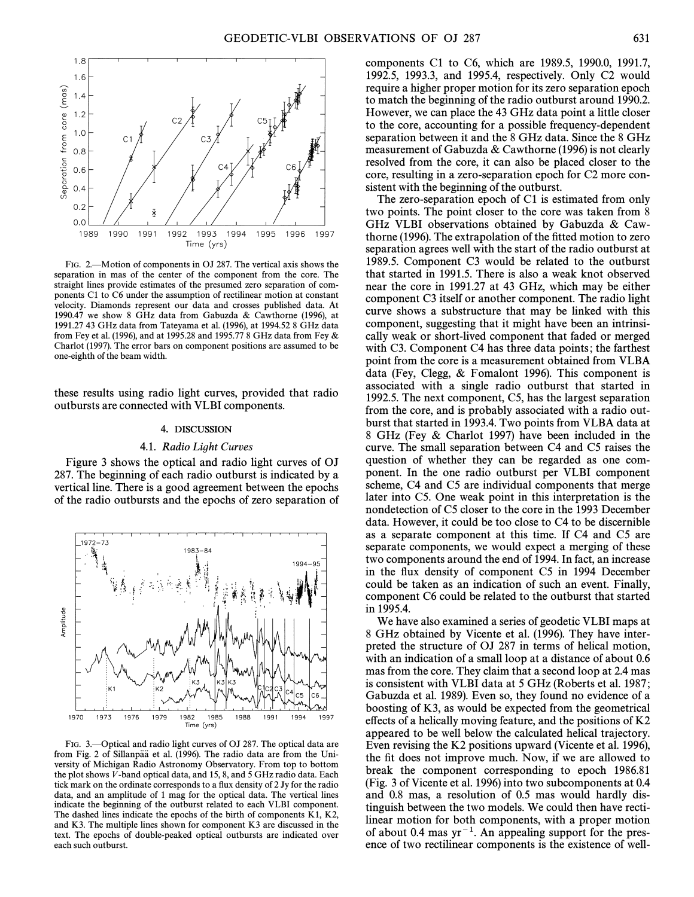FIG. 2.—Motion of components in OJ 287. The vertical axis shows the separation in mas of the center of the component from the core. The straight lines provide estimates of the presumed zero separation of components C1 to C6 under the assumption of rectilinear motion at constant velocity. Diamonds represent our data and crosses published data. At 1990.47 we show 8 GHz data from Gabuzda & Cawthorne (1996), at 1991.27 43 GHz data from Tateyama et al. (1996), at 1994.52 8 GHz data from Fey et al. (1996), and at 1995.28 and 1995.77 8 GHz data from Fey & Charlot (1997). The error bars on component positions are assumed to be one-eighth of the beam width.

these results using radio light curves, provided that radio outbursts are connected with VLBI components.

## 4. DISCUSSION

### 4.1. *Radio Light Curves*

Figure 3 shows the optical and radio light curves of OJ 287. The beginning of each radio outburst is indicated by a vertical line. There is a good agreement between the epochs of the radio outbursts and the epochs of zero separation of components C1 to C6, which are 1989.5, 1990.0, 1991.7, 1992.5, 1993.3, and 1995.4, respectively. Only C2 would require a higher proper motion for its zero separation epoch to match the beginning of the radio outburst around 1990.2. However, we can place the 43 GHz data point a little closer to the core, accounting for a possible frequency-dependent separation between it and the 8 GHz data. Since the 8 GHz measurement of Gabuzda & Cawthorne (1996) is not clearly resolved from the core, it can also be placed closer to the core, resulting in a zero-separation epoch for C2 more consistent with the beginning of the outburst.

The zero-separation epoch of C1 is estimated from only two points. The point closer to the core was taken from 8 GHz VLBI observations obtained by Gabuzda & Cawthorne (1996). The extrapolation of the fitted motion to zero separation agrees well with the start of the radio outburst at 1989.5. Component C3 would be related to the outburst that started in 1991.5. There is also a weak knot observed near the core in 1991.27 at 43 GHz, which may be either component C3 itself or another component. The radio light curve shows a substructure that may be linked with this component, suggesting that it might have been an intrinsically weak or short-lived component that faded or merged with C3. Component C4 has three data points; the farthest point from the core is a measurement obtained from VLBA data (Fey, Clegg, & Fomalont 1996). This component is associated with a single radio outburst that started in 1992.5. The next component, C5, has the largest separation from the core, and is probably associated with a radio outburst that started in 1993.4. Two points from VLBA data at 8 GHz (Fey & Charlot 1997) have been included in the curve. The small separation between C4 and C5 raises the question of whether they can be regarded as one component. In the one radio outburst per VLBI component scheme, C4 and C5 are individual components that merge later into C5. One weak point in this interpretation is the nondetection of C5 closer to the core in the 1993 December data. However, it could be too close to C4 to be discernible as a separate component at this time. If C4 and C5 are separate components, we would expect a merging of these two components around the end of 1994. In fact, an increase in the flux density of component C5 in 1994 December could be taken as an indication of such an event. Finally, component C6 could be related to the outburst that started in 1995.4.

We have also examined a series of geodetic VLBI maps at 8 GHz obtained by Vicente et al. (1996). They have interpreted the structure of OJ 287 in terms of helical motion, with an indication of a small loop at a distance of about 0.6 mas from the core. They claim that a second loop at 2.4 mas is consistent with VLBI data at 5 GHz (Roberts et al. 1987; Gabuzda et al. 1989). Even so, they found no evidence of a boosting of K3, as would be expected from the geometrical effects of a helically moving feature, and the positions of K2 appeared to be well below the calculated helical trajectory. Even revising the K2 positions upward (Vicente et al. 1996), the fit does not improve much. Now, if we are allowed to break the component corresponding to epoch 1986.81 (Fig. 3 of Vicente et al. 1996) into two subcomponents at 0.4 and 0.8 mas, a resolution of 0.5 mas would hardly distinguish between the two models. We could then have rectilinear motion for both components, with a proper motion of about 0.4 mas $yr^{-1}$. An appealing support for the presence of two rectilinear components is the existence of well-

FIG. 3.—Optical and radio light curves of OJ 287. The optical data are from Fig. 2 of Sillanpää et al. (1996). The radio data are from the University of Michigan Radio Astronomy Observatory. From top to bottom the plot shows *V*-band optical data, and 15, 8, and 5 GHz radio data. Each tick mark on the ordinate corresponds to a flux density of 2 Jy for the radio data, and an amplitude of 1 mag for the optical data. The vertical lines indicate the beginning of the outburst related to each VLBI component. The dashed lines indicate the epochs of the birth of components K1, K2, and K3. The multiple lines shown for component K3 are discussed in the text. The epochs of double-peaked optical outbursts are indicated over each such outburst.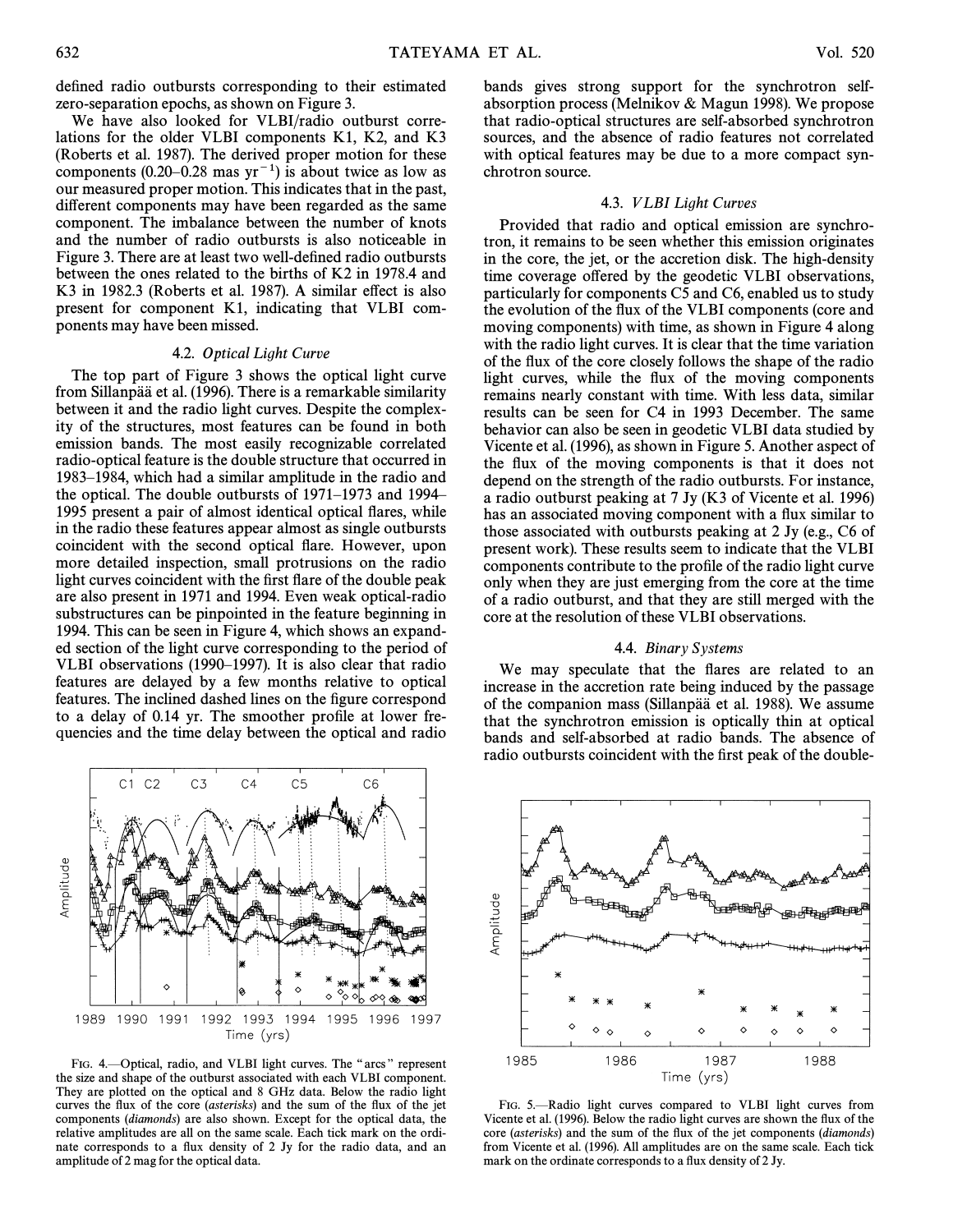defined radio outbursts corresponding to their estimated zero-separation epochs, as shown on Figure 3.

We have also looked for VLBI/radio outburst correlations for the older VLBI components K1, K2, and K3 (Roberts et al. 1987). The derived proper motion for these components (0.20–0.28 mas $yr^{-1}$) is about twice as low as our measured proper motion. This indicates that in the past, different components may have been regarded as the same component. The imbalance between the number of knots and the number of radio outbursts is also noticeable in Figure 3. There are at least two well-defined radio outbursts between the ones related to the births of K2 in 1978.4 and K3 in 1982.3 (Roberts et al. 1987). A similar effect is also present for component K1, indicating that VLBI components may have been missed.

### 4.2. *Optical Light Curve*

The top part of Figure 3 shows the optical light curve from Sillanpää et al. (1996). There is a remarkable similarity between it and the radio light curves. Despite the complexity of the structures, most features can be found in both emission bands. The most easily recognizable correlated radio-optical feature is the double structure that occurred in 1983–1984, which had a similar amplitude in the radio and the optical. The double outbursts of 1971–1973 and 1994–1995 present a pair of almost identical optical flares, while in the radio these features appear almost as single outbursts coincident with the second optical flare. However, upon more detailed inspection, small protrusions on the radio light curves coincident with the first flare of the double peak are also present in 1971 and 1994. Even weak optical-radio substructures can be pinpointed in the feature beginning in 1994. This can be seen in Figure 4, which shows an expanded section of the light curve corresponding to the period of VLBI observations (1990–1997). It is also clear that radio features are delayed by a few months relative to optical features. The inclined dashed lines on the figure correspond to a delay of 0.14 yr. The smoother profile at lower frequencies and the time delay between the optical and radio bands gives strong support for the synchrotron self-absorption process (Melnikov & Magun 1998). We propose that radio-optical structures are self-absorbed synchrotron sources, and the absence of radio features not correlated with optical features may be due to a more compact synchrotron source.

FIG. 4.—Optical, radio, and VLBI light curves. The "arcs" represent the size and shape of the outburst associated with each VLBI component. They are plotted on the optical and 8 GHz data. Below the radio light curves the flux of the core (*asterisks*) and the sum of the flux of the jet components (*diamonds*) are also shown. Except for the optical data, the relative amplitudes are all on the same scale. Each tick mark on the ordinate corresponds to a flux density of 2 Jy for the radio data, and an amplitude of 2 mag for the optical data.

### 4.3. *VLBI Light Curves*

Provided that radio and optical emission are synchrotron, it remains to be seen whether this emission originates in the core, the jet, or the accretion disk. The high-density time coverage offered by the geodetic VLBI observations, particularly for components C5 and C6, enabled us to study the evolution of the flux of the VLBI components (core and moving components) with time, as shown in Figure 4 along with the radio light curves. It is clear that the time variation of the flux of the core closely follows the shape of the radio light curves, while the flux of the moving components remains nearly constant with time. With less data, similar results can be seen for C4 in 1993 December. The same behavior can also be seen in geodetic VLBI data studied by Vicente et al. (1996), as shown in Figure 5. Another aspect of the flux of the moving components is that it does not depend on the strength of the radio outbursts. For instance, a radio outburst peaking at 7 Jy (K3 of Vicente et al. 1996) has an associated moving component with a flux similar to those associated with outbursts peaking at 2 Jy (e.g., C6 of present work). These results seem to indicate that the VLBI components contribute to the profile of the radio light curve only when they are just emerging from the core at the time of a radio outburst, and that they are still merged with the core at the resolution of these VLBI observations.

### 4.4. *Binary Systems*

We may speculate that the flares are related to an increase in the accretion rate being induced by the passage of the companion mass (Sillanpää et al. 1988). We assume that the synchrotron emission is optically thin at optical bands and self-absorbed at radio bands. The absence of radio outbursts coincident with the first peak of the double-

FIG. 5.—Radio light curves compared to VLBI light curves from Vicente et al. (1996). Below the radio light curves are shown the flux of the core (*asterisks*) and the sum of the flux of the jet components (*diamonds*) from Vicente et al. (1996). All amplitudes are on the same scale. Each tick mark on the ordinate corresponds to a flux density of 2 Jy.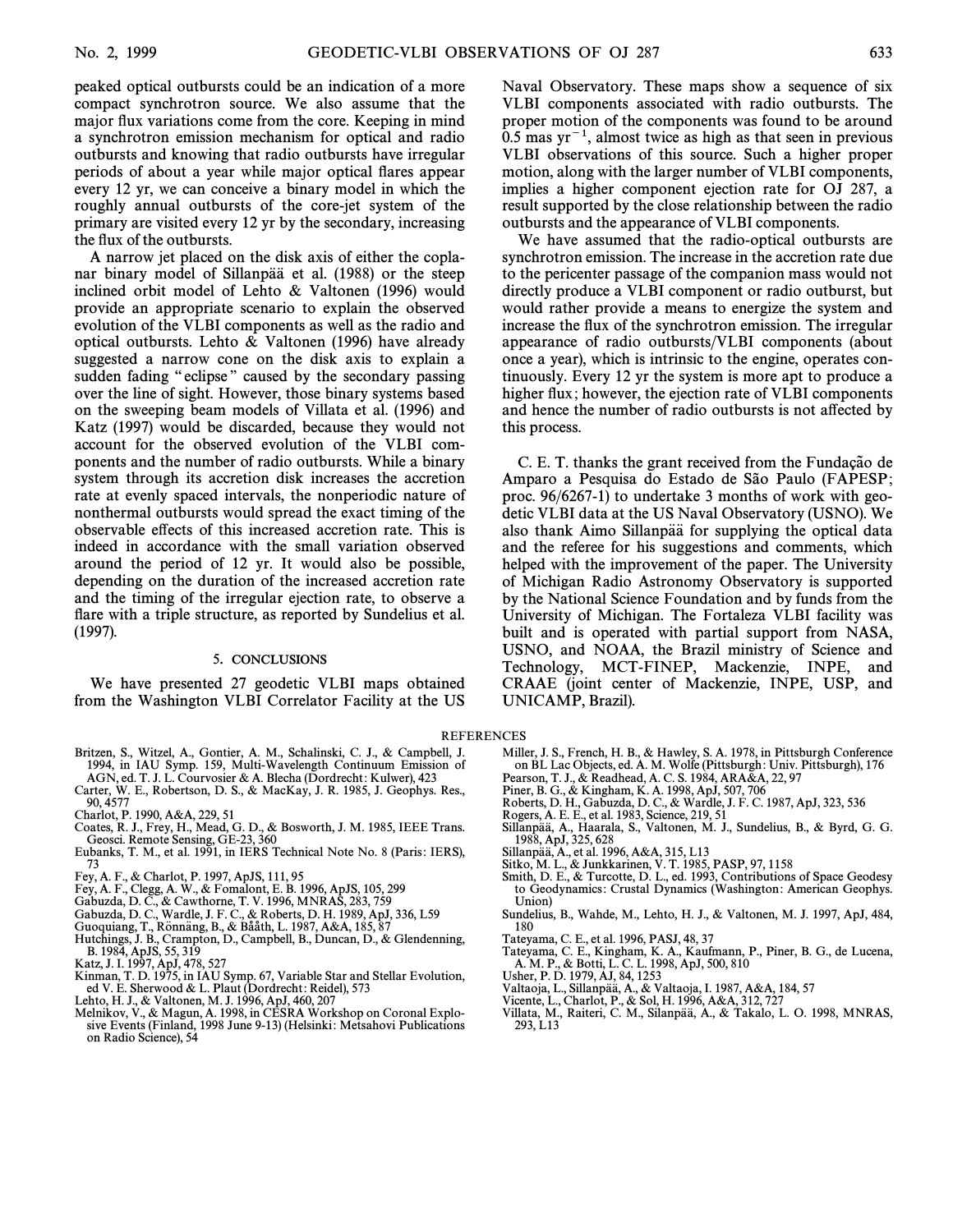peaked optical outbursts could be an indication of a more compact synchrotron source. We also assume that the major flux variations come from the core. Keeping in mind a synchrotron emission mechanism for optical and radio outbursts and knowing that radio outbursts have irregular periods of about a year while major optical flares appear every 12 yr, we can conceive a binary model in which the roughly annual outbursts of the core-jet system of the primary are visited every 12 yr by the secondary, increasing the flux of the outbursts.

A narrow jet placed on the disk axis of either the coplanar binary model of Sillanpää et al. (1988) or the steep inclined orbit model of Lehto & Valtonen (1996) would provide an appropriate scenario to explain the observed evolution of the VLBI components as well as the radio and optical outbursts. Lehto & Valtonen (1996) have already suggested a narrow cone on the disk axis to explain a sudden fading "eclipse" caused by the secondary passing over the line of sight. However, those binary systems based on the sweeping beam models of Villata et al. (1996) and Katz (1997) would be discarded, because they would not account for the observed evolution of the VLBI components and the number of radio outbursts. While a binary system through its accretion disk increases the accretion rate at evenly spaced intervals, the nonperiodic nature of nonthermal outbursts would spread the exact timing of the observable effects of this increased accretion rate. This is indeed in accordance with the small variation observed around the period of 12 yr. It would also be possible, depending on the duration of the increased accretion rate and the timing of the irregular ejection rate, to observe a flare with a triple structure, as reported by Sundelius et al. (1997).

## 5. CONCLUSIONS

We have presented 27 geodetic VLBI maps obtained from the Washington VLBI Correlator Facility at the US Naval Observatory. These maps show a sequence of six VLBI components associated with radio outbursts. The proper motion of the components was found to be around 0.5 mas $\mathrm{yr}^{-1}$, almost twice as high as that seen in previous VLBI observations of this source. Such a higher proper motion, along with the larger number of VLBI components, implies a higher component ejection rate for OJ 287, a result supported by the close relationship between the radio outbursts and the appearance of VLBI components.

We have assumed that the radio-optical outbursts are synchrotron emission. The increase in the accretion rate due to the pericenter passage of the companion mass would not directly produce a VLBI component or radio outburst, but would rather provide a means to energize the system and increase the flux of the synchrotron emission. The irregular appearance of radio outbursts/VLBI components (about once a year), which is intrinsic to the engine, operates continuously. Every 12 yr the system is more apt to produce a higher flux; however, the ejection rate of VLBI components and hence the number of radio outbursts is not affected by this process.

C. E. T. thanks the grant received from the Fundação de Amparo a Pesquisa do Estado de São Paulo (FAPESP; proc. 96/6267-1) to undertake 3 months of work with geodetic VLBI data at the US Naval Observatory (USNO). We also thank Aimo Sillanpää for supplying the optical data and the referee for his suggestions and comments, which helped with the improvement of the paper. The University of Michigan Radio Astronomy Observatory is supported by the National Science Foundation and by funds from the University of Michigan. The Fortaleza VLBI facility was built and is operated with partial support from NASA, USNO, and NOAA, the Brazil ministry of Science and Technology, MCT-FINEP, Mackenzie, INPE, and CRAAE (joint center of Mackenzie, INPE, USP, and UNICAMP, Brazil).

## REFERENCES

Britzen, S., Witzel, A., Gontier, A. M., Schalinski, C. J., & Campbell, J. 1994, in IAU Symp. 159, Multi-Wavelength Continuum Emission of AGN, ed. T. J. L. Courvoisier & A. Blecha (Dordrecht: Kulwer), 423
Carter, W. E., Robertson, D. S., & MacKay, J. R. 1985, J. Geophys. Res., 90, 4577
Charlot, P. 1990, A&A, 229, 51
Coates, R. J., Frey, H., Mead, G. D., & Bosworth, J. M. 1985, IEEE Trans. Geosci. Remote Sensing, GE-23, 360
Eubanks, T. M., et al. 1991, in IERS Technical Note No. 8 (Paris: IERS), 73
Fey, A. F., & Charlot, P. 1997, ApJS, 111, 95
Fey, A. F., Clegg, A. W., & Fomalont, E. B. 1996, ApJS, 105, 299
Gabuzda, D. C., & Cawthorne, T. V. 1996, MNRAS, 283, 759
Gabuzda, D. C., Wardle, J. F. C., & Roberts, D. H. 1989, ApJ, 336, L59
Guoquiang, T., Rönnäng, B., & Bååth, L. 1987, A&A, 185, 87
Hutchings, J. B., Crampton, D., Campbell, B., Duncan, D., & Glendenning, B. 1984, ApJS, 55, 319
Katz, J. I. 1997, ApJ, 478, 527
Kinman, T. D. 1975, in IAU Symp. 67, Variable Star and Stellar Evolution, ed V. E. Sherwood & L. Plaut (Dordrecht: Reidel), 573
Lehto, H. J., & Valtonen, M. J. 1996, ApJ, 460, 207
Melnikov, V., & Magun, A. 1998, in CESRA Workshop on Coronal Explosive Events (Finland, 1998 June 9-13) (Helsinki: Metsahovi Publications on Radio Science), 54
Miller, J. S., French, H. B., & Hawley, S. A. 1978, in Pittsburgh Conference on BL Lac Objects, ed. A. M. Wolfe (Pittsburgh: Univ. Pittsburgh), 176
Pearson, T. J., & Readhead, A. C. S. 1984, ARA&A, 22, 97
Piner, B. G., & Kingham, K. A. 1998, ApJ, 507, 706
Roberts, D. H., Gabuzda, D. C., & Wardle, J. F. C. 1987, ApJ, 323, 536
Rogers, A. E. E., et al. 1983, Science, 219, 51
Sillanpää, A., Haarala, S., Valtonen, M. J., Sundelius, B., & Byrd, G. G. 1988, ApJ, 325, 628
Sillanpää, A., et al. 1996, A&A, 315, L13
Sitko, M. L., & Junkkarinen, V. T. 1985, PASP, 97, 1158
Smith, D. E., & Turcotte, D. L., ed. 1993, Contributions of Space Geodesy to Geodynamics: Crustal Dynamics (Washington: American Geophys. Union)
Sundelius, B., Wahde, M., Lehto, H. J., & Valtonen, M. J. 1997, ApJ, 484, 180
Tateyama, C. E., et al. 1996, PASJ, 48, 37
Tateyama, C. E., Kingham, K. A., Kaufmann, P., Piner, B. G., de Lucena, A. M. P., & Botti, L. C. L. 1998, ApJ, 500, 810
Usher, P. D. 1979, AJ, 84, 1253
Valtaoja, L., Sillanpää, A., & Valtaoja, I. 1987, A&A, 184, 57
Vicente, L., Charlot, P., & Sol, H. 1996, A&A, 312, 727
Villata, M., Raiteri, C. M., Silanpää, A., & Takalo, L. O. 1998, MNRAS, 293, L13